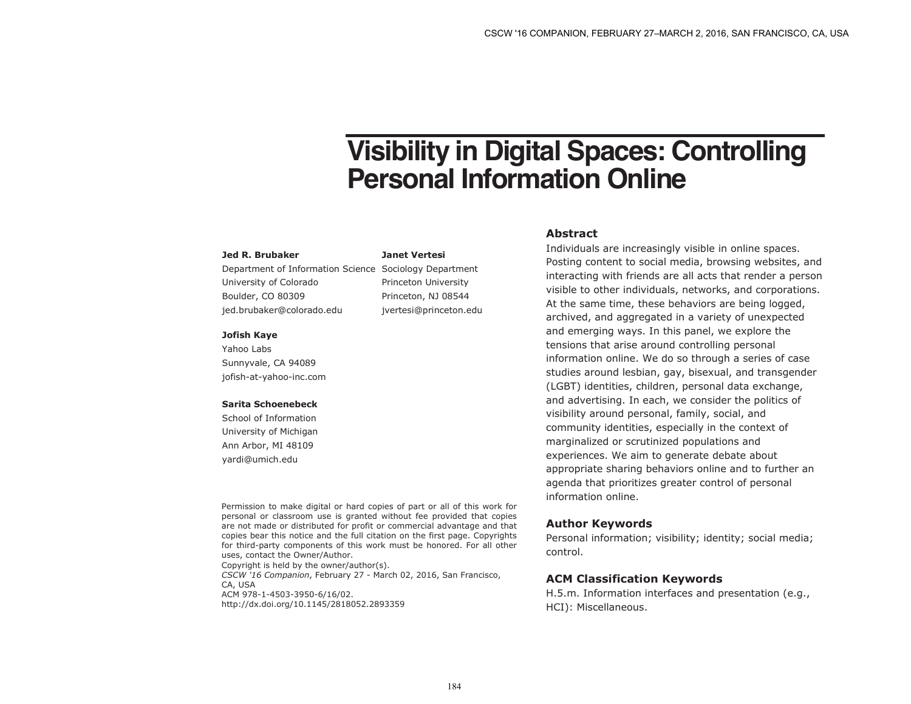# Visibility in Digital Spaces: Controlling Personal Information Online

**Jed R. Brubaker**
Department of Information Science
University of Colorado
Boulder, CO 80309
jed.brubaker@colorado.edu

**Janet Vertesi**
Sociology Department
Princeton University
Princeton, NJ 08544
jvertesi@princeton.edu

**Jofish Kaye**
Yahoo Labs
Sunnyvale, CA 94089
jofish-at-yahoo-inc.com

**Sarita Schoenebeck**
School of Information
University of Michigan
Ann Arbor, MI 48109
yardi@umich.edu

Permission to make digital or hard copies of part or all of this work for personal or classroom use is granted without fee provided that copies are not made or distributed for profit or commercial advantage and that copies bear this notice and the full citation on the first page. Copyrights for third-party components of this work must be honored. For all other uses, contact the Owner/Author.
Copyright is held by the owner/author(s).
*CSCW '16 Companion*, February 27 - March 02, 2016, San Francisco, CA, USA
ACM 978-1-4503-3950-6/16/02.
http://dx.doi.org/10.1145/2818052.2893359

## Abstract

Individuals are increasingly visible in online spaces. Posting content to social media, browsing websites, and interacting with friends are all acts that render a person visible to other individuals, networks, and corporations. At the same time, these behaviors are being logged, archived, and aggregated in a variety of unexpected and emerging ways. In this panel, we explore the tensions that arise around controlling personal information online. We do so through a series of case studies around lesbian, gay, bisexual, and transgender (LGBT) identities, children, personal data exchange, and advertising. In each, we consider the politics of visibility around personal, family, social, and community identities, especially in the context of marginalized or scrutinized populations and experiences. We aim to generate debate about appropriate sharing behaviors online and to further an agenda that prioritizes greater control of personal information online.

## Author Keywords

Personal information; visibility; identity; social media; control.

## ACM Classification Keywords

H.5.m. Information interfaces and presentation (e.g., HCI): Miscellaneous.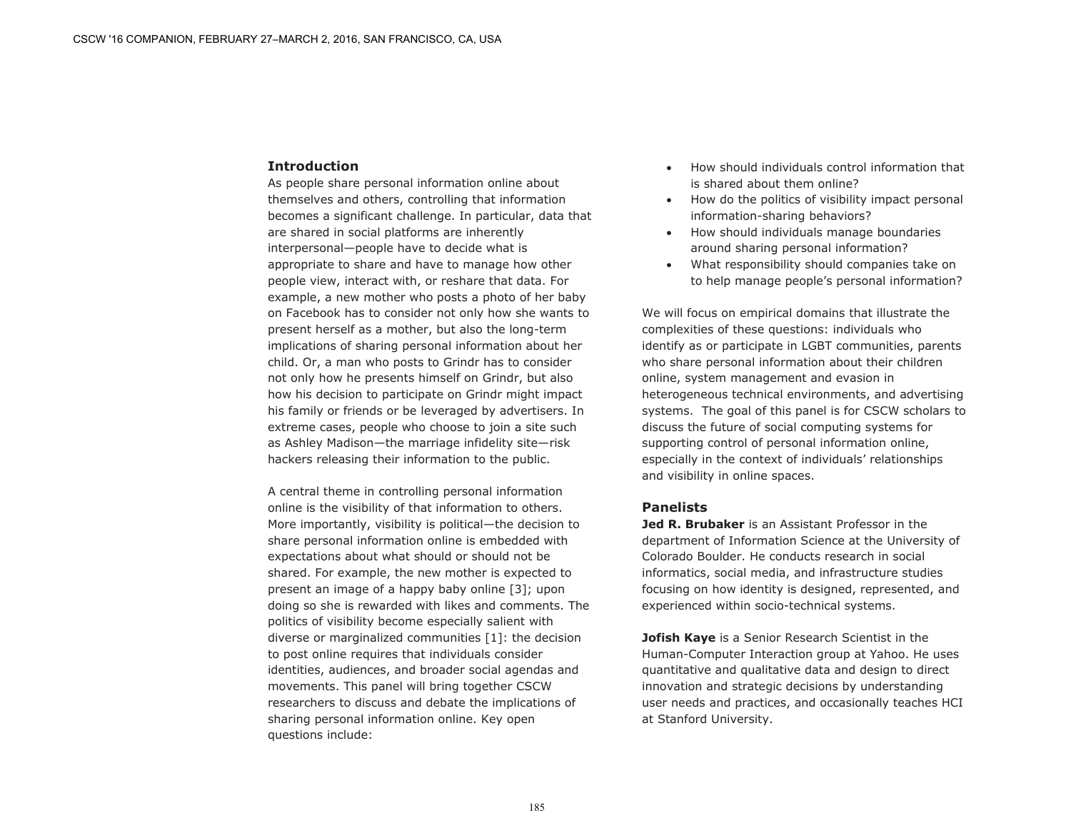## Introduction

As people share personal information online about themselves and others, controlling that information becomes a significant challenge. In particular, data that are shared in social platforms are inherently interpersonal—people have to decide what is appropriate to share and have to manage how other people view, interact with, or reshare that data. For example, a new mother who posts a photo of her baby on Facebook has to consider not only how she wants to present herself as a mother, but also the long-term implications of sharing personal information about her child. Or, a man who posts to Grindr has to consider not only how he presents himself on Grindr, but also how his decision to participate on Grindr might impact his family or friends or be leveraged by advertisers. In extreme cases, people who choose to join a site such as Ashley Madison—the marriage infidelity site—risk hackers releasing their information to the public.

A central theme in controlling personal information online is the visibility of that information to others. More importantly, visibility is political—the decision to share personal information online is embedded with expectations about what should or should not be shared. For example, the new mother is expected to present an image of a happy baby online [3]; upon doing so she is rewarded with likes and comments. The politics of visibility become especially salient with diverse or marginalized communities [1]: the decision to post online requires that individuals consider identities, audiences, and broader social agendas and movements. This panel will bring together CSCW researchers to discuss and debate the implications of sharing personal information online. Key open questions include:

- How should individuals control information that is shared about them online?
- How do the politics of visibility impact personal information-sharing behaviors?
- How should individuals manage boundaries around sharing personal information?
- What responsibility should companies take on to help manage people's personal information?

We will focus on empirical domains that illustrate the complexities of these questions: individuals who identify as or participate in LGBT communities, parents who share personal information about their children online, system management and evasion in heterogeneous technical environments, and advertising systems. The goal of this panel is for CSCW scholars to discuss the future of social computing systems for supporting control of personal information online, especially in the context of individuals' relationships and visibility in online spaces.

## Panelists

**Jed R. Brubaker** is an Assistant Professor in the department of Information Science at the University of Colorado Boulder. He conducts research in social informatics, social media, and infrastructure studies focusing on how identity is designed, represented, and experienced within socio-technical systems.

**Jofish Kaye** is a Senior Research Scientist in the Human-Computer Interaction group at Yahoo. He uses quantitative and qualitative data and design to direct innovation and strategic decisions by understanding user needs and practices, and occasionally teaches HCI at Stanford University.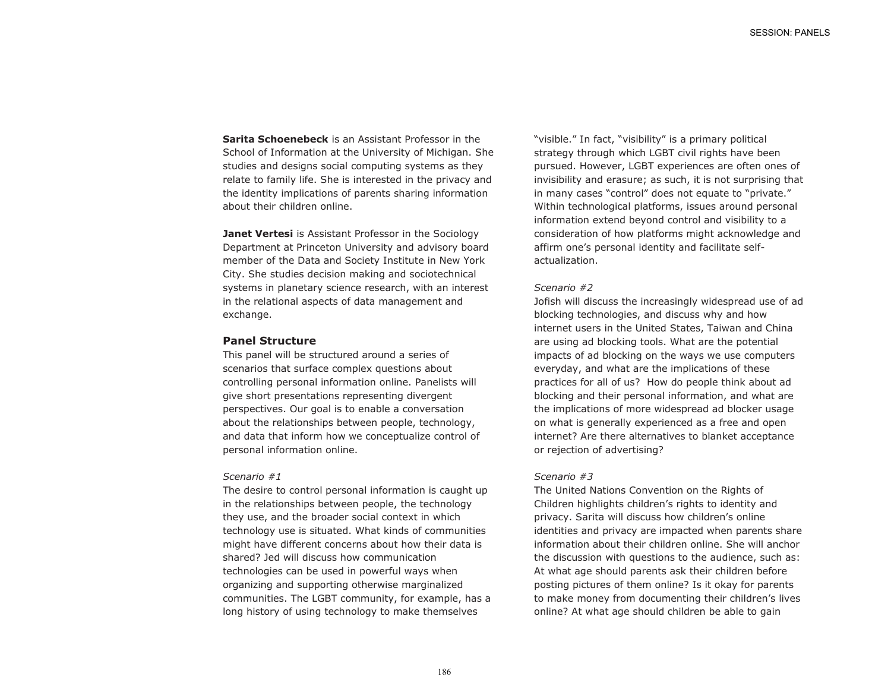**Sarita Schoenebeck** is an Assistant Professor in the School of Information at the University of Michigan. She studies and designs social computing systems as they relate to family life. She is interested in the privacy and the identity implications of parents sharing information about their children online.

**Janet Vertesi** is Assistant Professor in the Sociology Department at Princeton University and advisory board member of the Data and Society Institute in New York City. She studies decision making and sociotechnical systems in planetary science research, with an interest in the relational aspects of data management and exchange.

## Panel Structure

This panel will be structured around a series of scenarios that surface complex questions about controlling personal information online. Panelists will give short presentations representing divergent perspectives. Our goal is to enable a conversation about the relationships between people, technology, and data that inform how we conceptualize control of personal information online.

*Scenario #1*

The desire to control personal information is caught up in the relationships between people, the technology they use, and the broader social context in which technology use is situated. What kinds of communities might have different concerns about how their data is shared? Jed will discuss how communication technologies can be used in powerful ways when organizing and supporting otherwise marginalized communities. The LGBT community, for example, has a long history of using technology to make themselves "visible." In fact, "visibility" is a primary political strategy through which LGBT civil rights have been pursued. However, LGBT experiences are often ones of invisibility and erasure; as such, it is not surprising that in many cases "control" does not equate to "private." Within technological platforms, issues around personal information extend beyond control and visibility to a consideration of how platforms might acknowledge and affirm one's personal identity and facilitate self-actualization.

*Scenario #2*

Jofish will discuss the increasingly widespread use of ad blocking technologies, and discuss why and how internet users in the United States, Taiwan and China are using ad blocking tools. What are the potential impacts of ad blocking on the ways we use computers everyday, and what are the implications of these practices for all of us? How do people think about ad blocking and their personal information, and what are the implications of more widespread ad blocker usage on what is generally experienced as a free and open internet? Are there alternatives to blanket acceptance or rejection of advertising?

*Scenario #3*

The United Nations Convention on the Rights of Children highlights children's rights to identity and privacy. Sarita will discuss how children's online identities and privacy are impacted when parents share information about their children online. She will anchor the discussion with questions to the audience, such as: At what age should parents ask their children before posting pictures of them online? Is it okay for parents to make money from documenting their children's lives online? At what age should children be able to gain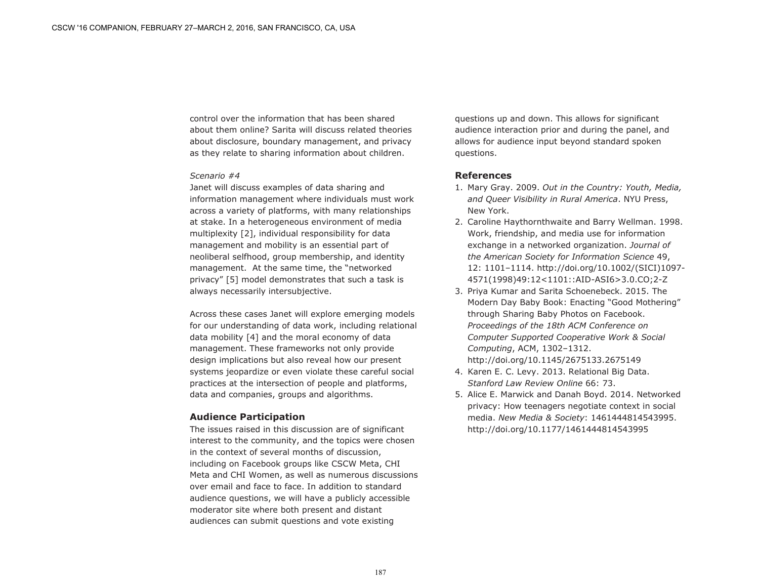control over the information that has been shared about them online? Sarita will discuss related theories about disclosure, boundary management, and privacy as they relate to sharing information about children.

*Scenario #4*

Janet will discuss examples of data sharing and information management where individuals must work across a variety of platforms, with many relationships at stake. In a heterogeneous environment of media multiplexity [2], individual responsibility for data management and mobility is an essential part of neoliberal selfhood, group membership, and identity management. At the same time, the "networked privacy" [5] model demonstrates that such a task is always necessarily intersubjective.

Across these cases Janet will explore emerging models for our understanding of data work, including relational data mobility [4] and the moral economy of data management. These frameworks not only provide design implications but also reveal how our present systems jeopardize or even violate these careful social practices at the intersection of people and platforms, data and companies, groups and algorithms.

## Audience Participation

The issues raised in this discussion are of significant interest to the community, and the topics were chosen in the context of several months of discussion, including on Facebook groups like CSCW Meta, CHI Meta and CHI Women, as well as numerous discussions over email and face to face. In addition to standard audience questions, we will have a publicly accessible moderator site where both present and distant audiences can submit questions and vote existing questions up and down. This allows for significant audience interaction prior and during the panel, and allows for audience input beyond standard spoken questions.

## References

1. Mary Gray. 2009. *Out in the Country: Youth, Media, and Queer Visibility in Rural America*. NYU Press, New York.
2. Caroline Haythornthwaite and Barry Wellman. 1998. Work, friendship, and media use for information exchange in a networked organization. *Journal of the American Society for Information Science* 49, 12: 1101–1114. http://doi.org/10.1002/(SICI)1097-4571(1998)49:12<1101::AID-ASI6>3.0.CO;2-Z
3. Priya Kumar and Sarita Schoenebeck. 2015. The Modern Day Baby Book: Enacting "Good Mothering" through Sharing Baby Photos on Facebook. *Proceedings of the 18th ACM Conference on Computer Supported Cooperative Work & Social Computing*, ACM, 1302–1312. http://doi.org/10.1145/2675133.2675149
4. Karen E. C. Levy. 2013. Relational Big Data. *Stanford Law Review Online* 66: 73.
5. Alice E. Marwick and Danah Boyd. 2014. Networked privacy: How teenagers negotiate context in social media. *New Media & Society*: 1461444814543995. http://doi.org/10.1177/1461444814543995